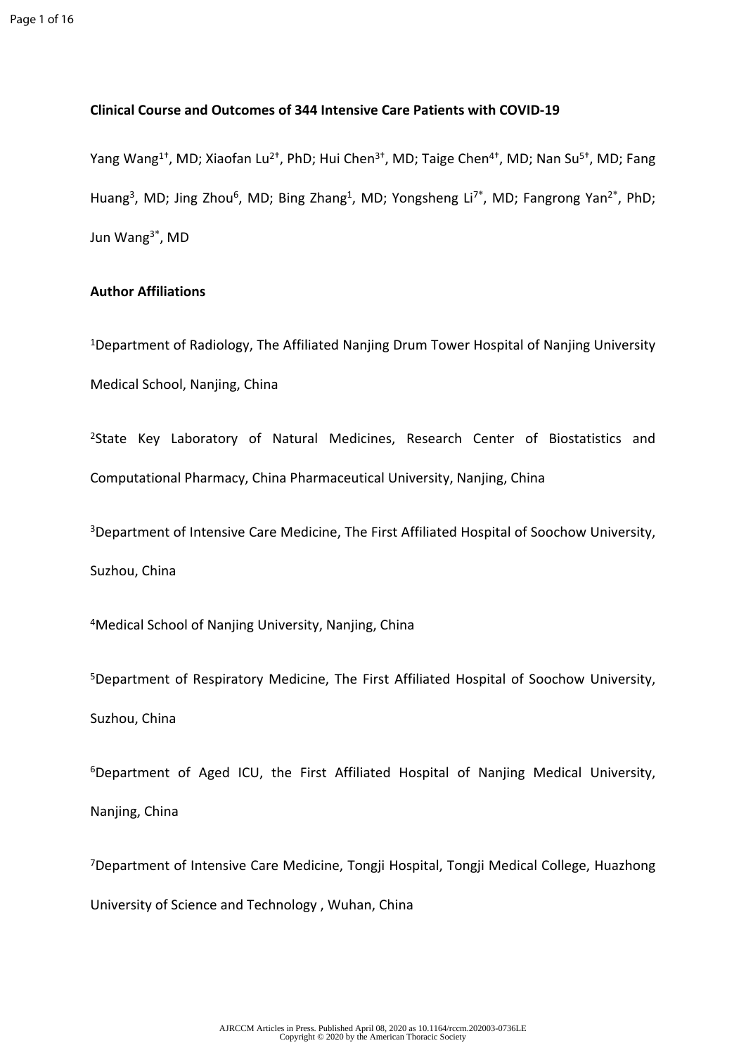**Clinical Course and Outcomes of 344 Intensive Care Patients with COVID-19**

Yang Wang[1†], MD; Xiaofan Lu[2†], PhD; Hui Chen[3†], MD; Taige Chen[4†], MD; Nan Su[5†], MD; Fang Huang[3], MD; Jing Zhou[6], MD; Bing Zhang[1], MD; Yongsheng Li[7*], MD; Fangrong Yan[2*], PhD; Jun Wang[3*], MD

**Author Affiliations**

[1]Department of Radiology, The Affiliated Nanjing Drum Tower Hospital of Nanjing University Medical School, Nanjing, China

[2]State Key Laboratory of Natural Medicines, Research Center of Biostatistics and Computational Pharmacy, China Pharmaceutical University, Nanjing, China

[3]Department of Intensive Care Medicine, The First Affiliated Hospital of Soochow University, Suzhou, China

[4]Medical School of Nanjing University, Nanjing, China

[5]Department of Respiratory Medicine, The First Affiliated Hospital of Soochow University, Suzhou, China

[6]Department of Aged ICU, the First Affiliated Hospital of Nanjing Medical University, Nanjing, China

[7]Department of Intensive Care Medicine, Tongji Hospital, Tongji Medical College, Huazhong University of Science and Technology , Wuhan, China

AJRCCM Articles in Press. Published April 08, 2020 as 10.1164/rccm.202003-0736LE
Copyright © 2020 by the American Thoracic Society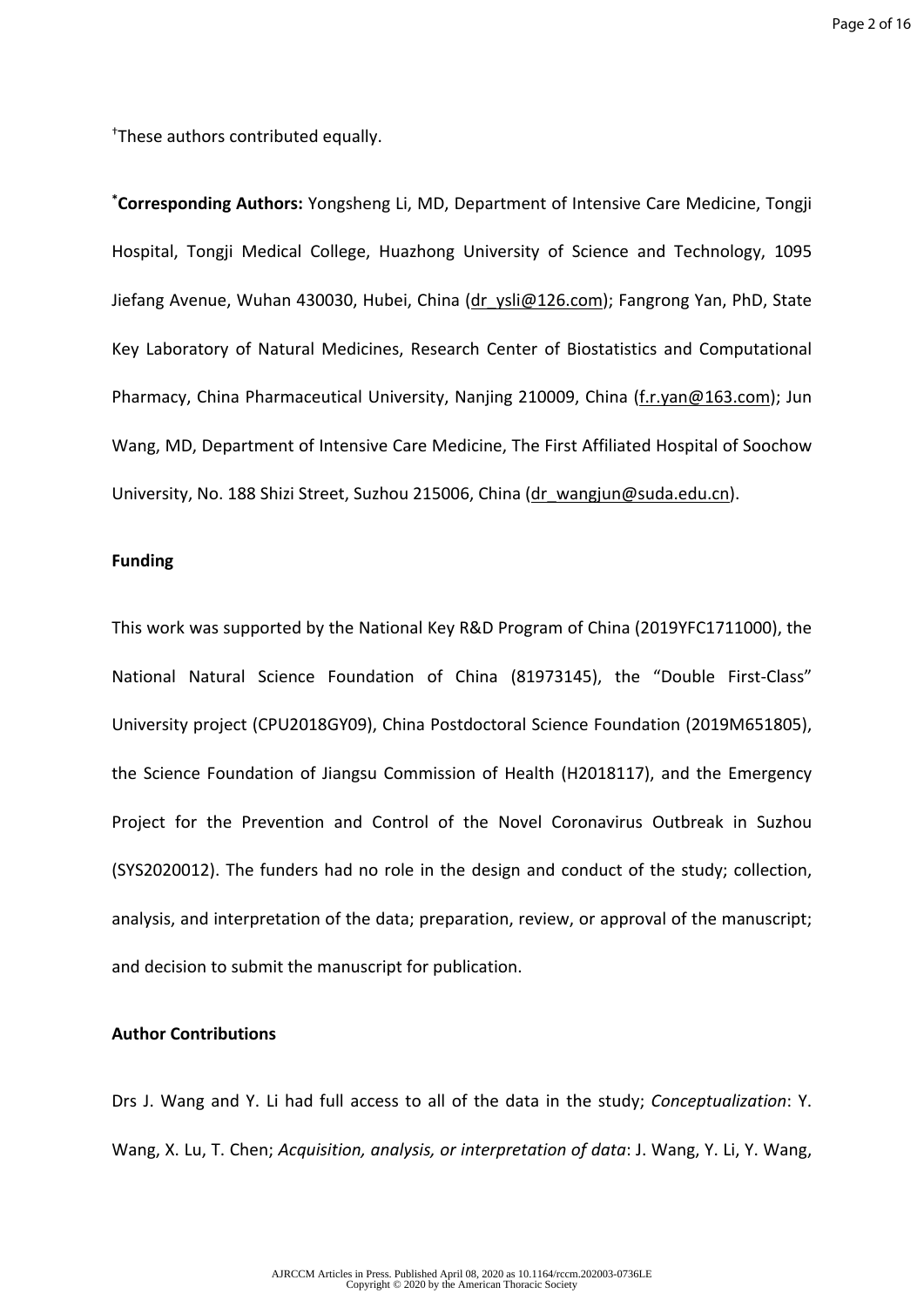†These authors contributed equally.

***Corresponding Authors:** Yongsheng Li, MD, Department of Intensive Care Medicine, Tongji Hospital, Tongji Medical College, Huazhong University of Science and Technology, 1095 Jiefang Avenue, Wuhan 430030, Hubei, China (dr_ysli@126.com); Fangrong Yan, PhD, State Key Laboratory of Natural Medicines, Research Center of Biostatistics and Computational Pharmacy, China Pharmaceutical University, Nanjing 210009, China (f.r.yan@163.com); Jun Wang, MD, Department of Intensive Care Medicine, The First Affiliated Hospital of Soochow University, No. 188 Shizi Street, Suzhou 215006, China (dr_wangjun@suda.edu.cn).

**Funding**

This work was supported by the National Key R&D Program of China (2019YFC1711000), the National Natural Science Foundation of China (81973145), the "Double First-Class" University project (CPU2018GY09), China Postdoctoral Science Foundation (2019M651805), the Science Foundation of Jiangsu Commission of Health (H2018117), and the Emergency Project for the Prevention and Control of the Novel Coronavirus Outbreak in Suzhou (SYS2020012). The funders had no role in the design and conduct of the study; collection, analysis, and interpretation of the data; preparation, review, or approval of the manuscript; and decision to submit the manuscript for publication.

**Author Contributions**

Drs J. Wang and Y. Li had full access to all of the data in the study; *Conceptualization*: Y. Wang, X. Lu, T. Chen; *Acquisition, analysis, or interpretation of data*: J. Wang, Y. Li, Y. Wang,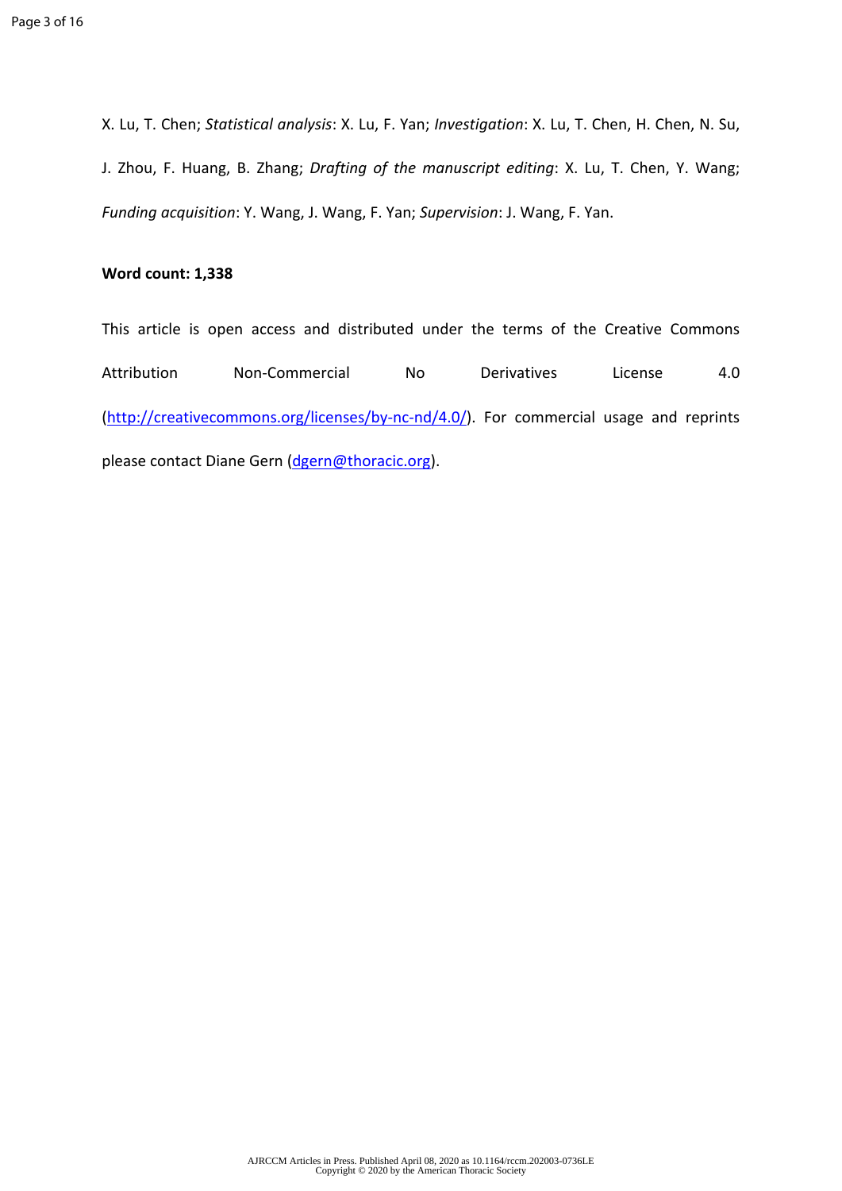X. Lu, T. Chen; *Statistical analysis*: X. Lu, F. Yan; *Investigation*: X. Lu, T. Chen, H. Chen, N. Su, J. Zhou, F. Huang, B. Zhang; *Drafting of the manuscript editing*: X. Lu, T. Chen, Y. Wang; *Funding acquisition*: Y. Wang, J. Wang, F. Yan; *Supervision*: J. Wang, F. Yan.

**Word count: 1,338**

This article is open access and distributed under the terms of the Creative Commons Attribution Non-Commercial No Derivatives License 4.0 (http://creativecommons.org/licenses/by-nc-nd/4.0/). For commercial usage and reprints please contact Diane Gern (dgern@thoracic.org).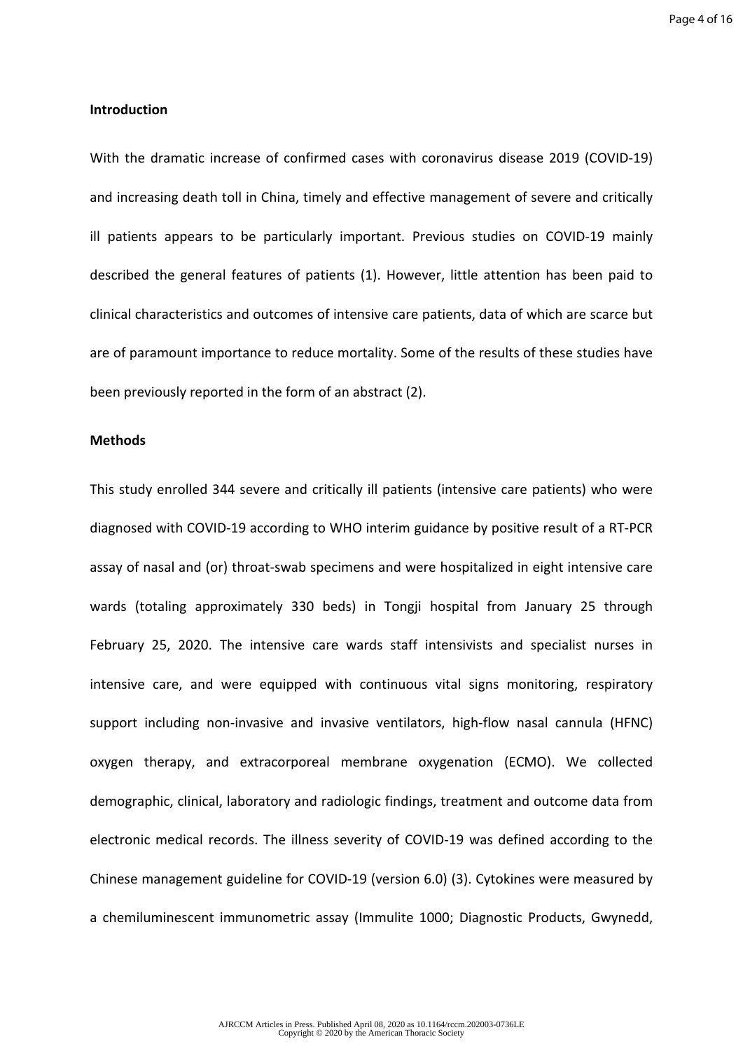## Introduction

With the dramatic increase of confirmed cases with coronavirus disease 2019 (COVID-19) and increasing death toll in China, timely and effective management of severe and critically ill patients appears to be particularly important. Previous studies on COVID-19 mainly described the general features of patients (1). However, little attention has been paid to clinical characteristics and outcomes of intensive care patients, data of which are scarce but are of paramount importance to reduce mortality. Some of the results of these studies have been previously reported in the form of an abstract (2).

## Methods

This study enrolled 344 severe and critically ill patients (intensive care patients) who were diagnosed with COVID-19 according to WHO interim guidance by positive result of a RT-PCR assay of nasal and (or) throat-swab specimens and were hospitalized in eight intensive care wards (totaling approximately 330 beds) in Tongji hospital from January 25 through February 25, 2020. The intensive care wards staff intensivists and specialist nurses in intensive care, and were equipped with continuous vital signs monitoring, respiratory support including non-invasive and invasive ventilators, high-flow nasal cannula (HFNC) oxygen therapy, and extracorporeal membrane oxygenation (ECMO). We collected demographic, clinical, laboratory and radiologic findings, treatment and outcome data from electronic medical records. The illness severity of COVID-19 was defined according to the Chinese management guideline for COVID-19 (version 6.0) (3). Cytokines were measured by a chemiluminescent immunometric assay (Immulite 1000; Diagnostic Products, Gwynedd,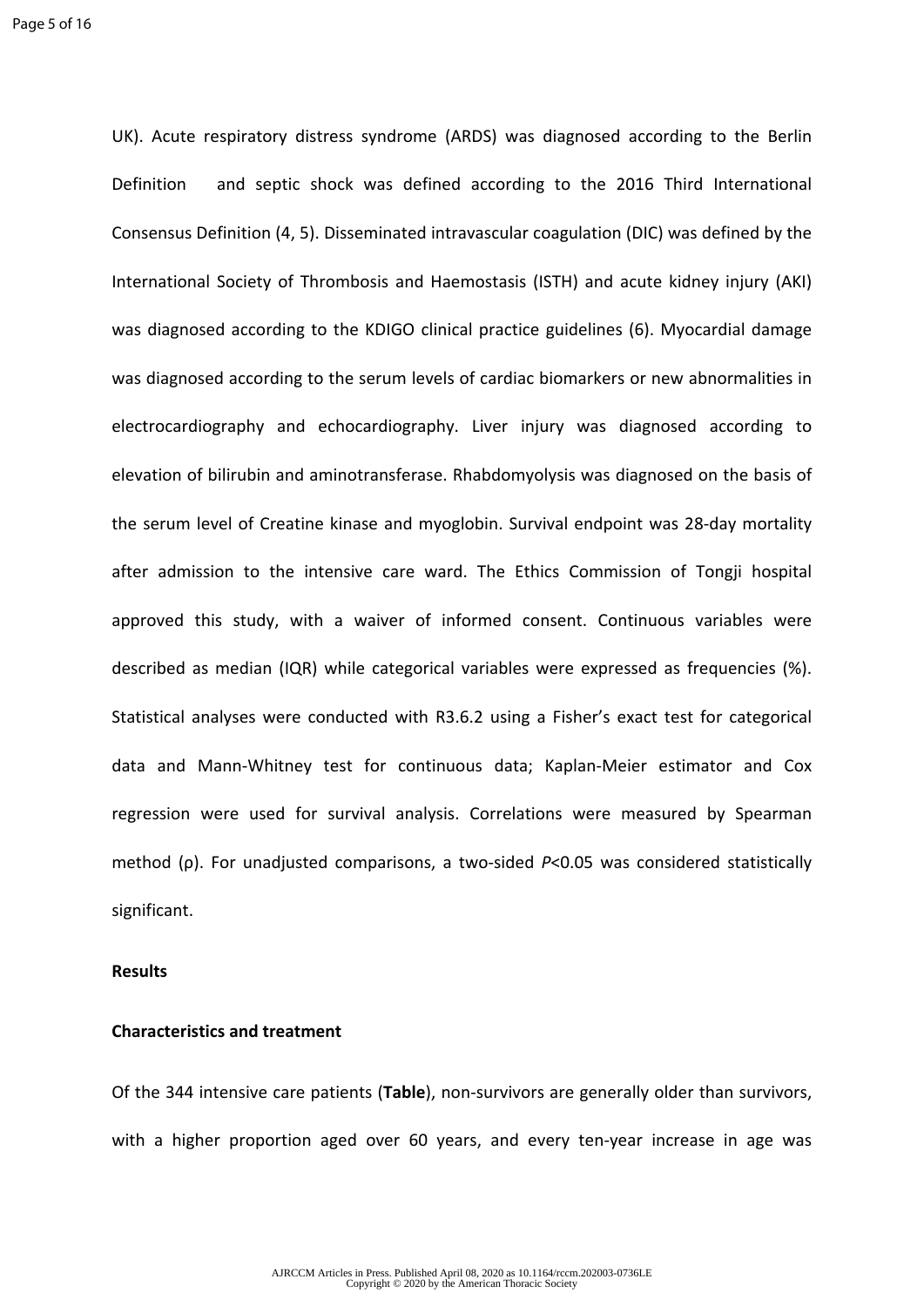UK). Acute respiratory distress syndrome (ARDS) was diagnosed according to the Berlin Definition and septic shock was defined according to the 2016 Third International Consensus Definition (4, 5). Disseminated intravascular coagulation (DIC) was defined by the International Society of Thrombosis and Haemostasis (ISTH) and acute kidney injury (AKI) was diagnosed according to the KDIGO clinical practice guidelines (6). Myocardial damage was diagnosed according to the serum levels of cardiac biomarkers or new abnormalities in electrocardiography and echocardiography. Liver injury was diagnosed according to elevation of bilirubin and aminotransferase. Rhabdomyolysis was diagnosed on the basis of the serum level of Creatine kinase and myoglobin. Survival endpoint was 28-day mortality after admission to the intensive care ward. The Ethics Commission of Tongji hospital approved this study, with a waiver of informed consent. Continuous variables were described as median (IQR) while categorical variables were expressed as frequencies (%). Statistical analyses were conducted with R3.6.2 using a Fisher's exact test for categorical data and Mann-Whitney test for continuous data; Kaplan-Meier estimator and Cox regression were used for survival analysis. Correlations were measured by Spearman method ($\rho$). For unadjusted comparisons, a two-sided $P<0.05$ was considered statistically significant.

## Results

### Characteristics and treatment

Of the 344 intensive care patients (**Table**), non-survivors are generally older than survivors, with a higher proportion aged over 60 years, and every ten-year increase in age was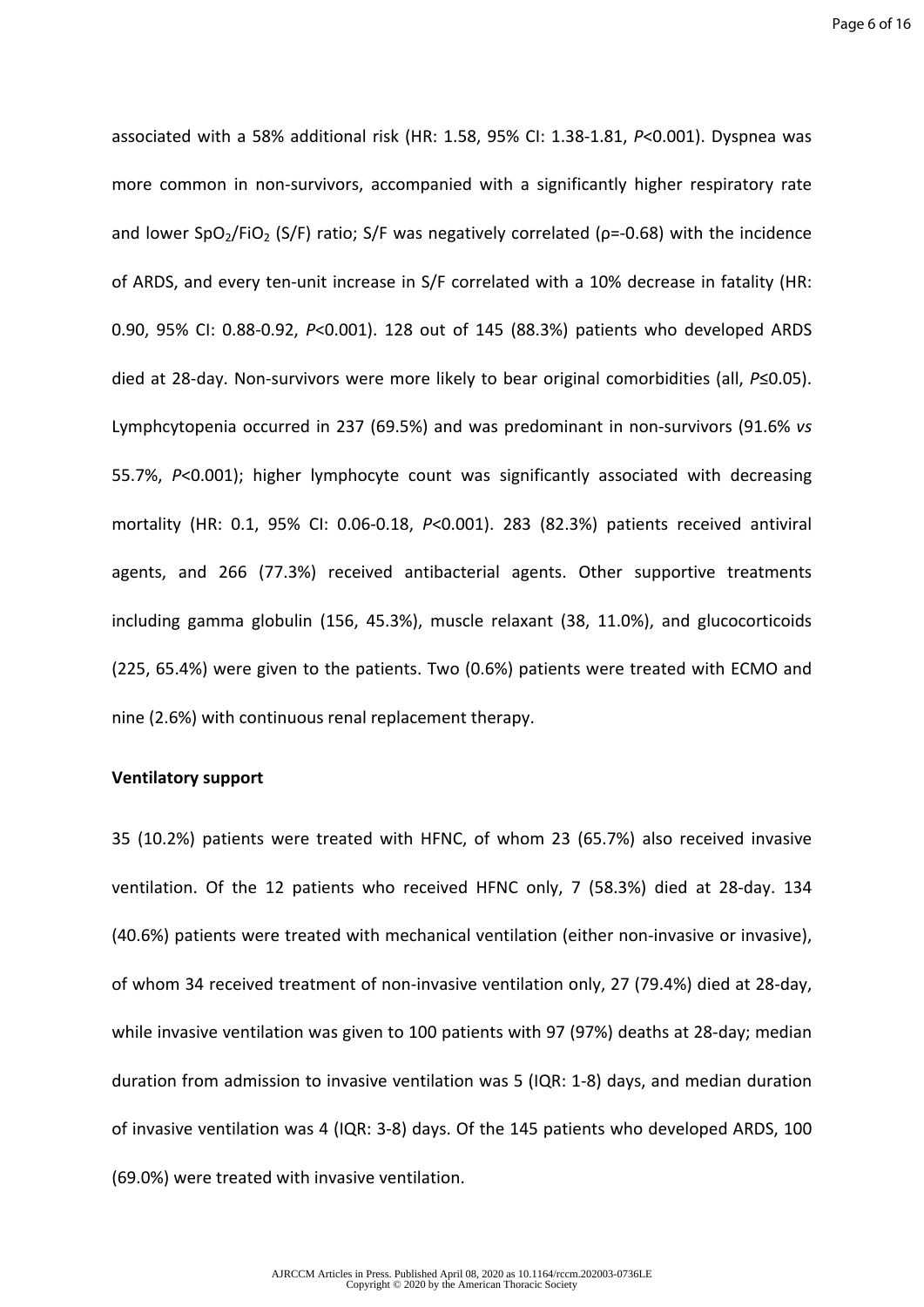associated with a 58% additional risk (HR: 1.58, 95% CI: 1.38-1.81, $P$<0.001). Dyspnea was more common in non-survivors, accompanied with a significantly higher respiratory rate and lower $SpO_2/FiO_2$ (S/F) ratio; S/F was negatively correlated ($\rho$=-0.68) with the incidence of ARDS, and every ten-unit increase in S/F correlated with a 10% decrease in fatality (HR: 0.90, 95% CI: 0.88-0.92, $P$<0.001). 128 out of 145 (88.3%) patients who developed ARDS died at 28-day. Non-survivors were more likely to bear original comorbidities (all, $P$≤0.05). Lymphcytopenia occurred in 237 (69.5%) and was predominant in non-survivors (91.6% *vs* 55.7%, $P$<0.001); higher lymphocyte count was significantly associated with decreasing mortality (HR: 0.1, 95% CI: 0.06-0.18, $P$<0.001). 283 (82.3%) patients received antiviral agents, and 266 (77.3%) received antibacterial agents. Other supportive treatments including gamma globulin (156, 45.3%), muscle relaxant (38, 11.0%), and glucocorticoids (225, 65.4%) were given to the patients. Two (0.6%) patients were treated with ECMO and nine (2.6%) with continuous renal replacement therapy.

**Ventilatory support**

35 (10.2%) patients were treated with HFNC, of whom 23 (65.7%) also received invasive ventilation. Of the 12 patients who received HFNC only, 7 (58.3%) died at 28-day. 134 (40.6%) patients were treated with mechanical ventilation (either non-invasive or invasive), of whom 34 received treatment of non-invasive ventilation only, 27 (79.4%) died at 28-day, while invasive ventilation was given to 100 patients with 97 (97%) deaths at 28-day; median duration from admission to invasive ventilation was 5 (IQR: 1-8) days, and median duration of invasive ventilation was 4 (IQR: 3-8) days. Of the 145 patients who developed ARDS, 100 (69.0%) were treated with invasive ventilation.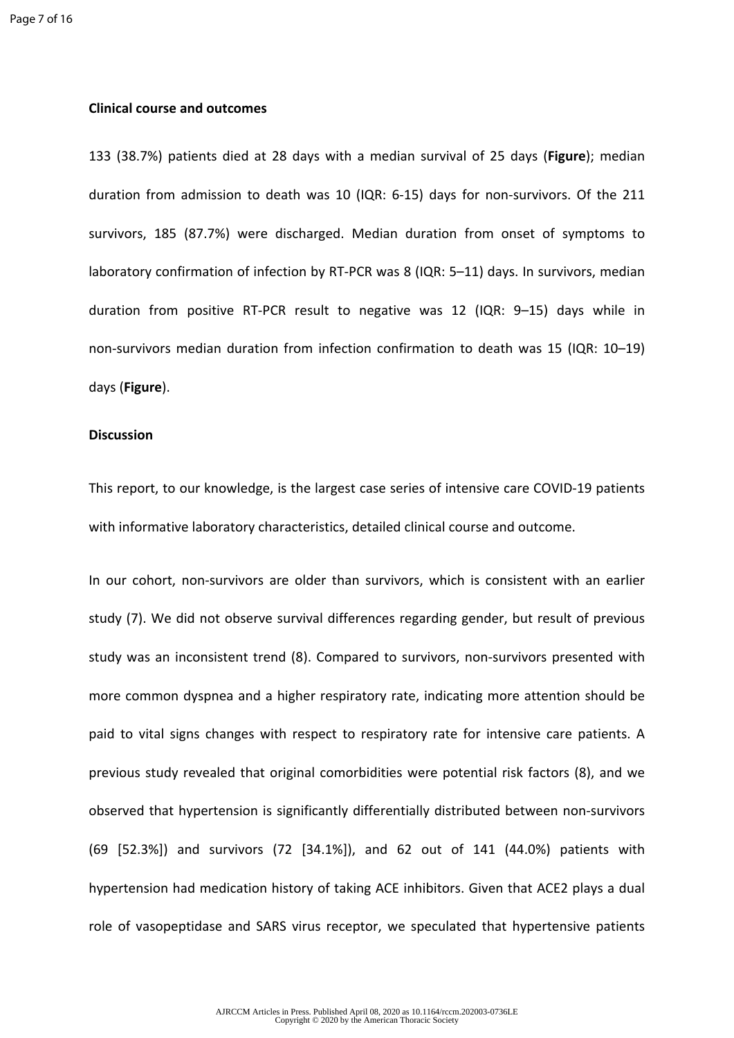**Clinical course and outcomes**

133 (38.7%) patients died at 28 days with a median survival of 25 days (**Figure**); median duration from admission to death was 10 (IQR: 6-15) days for non-survivors. Of the 211 survivors, 185 (87.7%) were discharged. Median duration from onset of symptoms to laboratory confirmation of infection by RT-PCR was 8 (IQR: 5–11) days. In survivors, median duration from positive RT-PCR result to negative was 12 (IQR: 9–15) days while in non-survivors median duration from infection confirmation to death was 15 (IQR: 10–19) days (**Figure**).

**Discussion**

This report, to our knowledge, is the largest case series of intensive care COVID-19 patients with informative laboratory characteristics, detailed clinical course and outcome.

In our cohort, non-survivors are older than survivors, which is consistent with an earlier study (7). We did not observe survival differences regarding gender, but result of previous study was an inconsistent trend (8). Compared to survivors, non-survivors presented with more common dyspnea and a higher respiratory rate, indicating more attention should be paid to vital signs changes with respect to respiratory rate for intensive care patients. A previous study revealed that original comorbidities were potential risk factors (8), and we observed that hypertension is significantly differentially distributed between non-survivors (69 [52.3%]) and survivors (72 [34.1%]), and 62 out of 141 (44.0%) patients with hypertension had medication history of taking ACE inhibitors. Given that ACE2 plays a dual role of vasopeptidase and SARS virus receptor, we speculated that hypertensive patients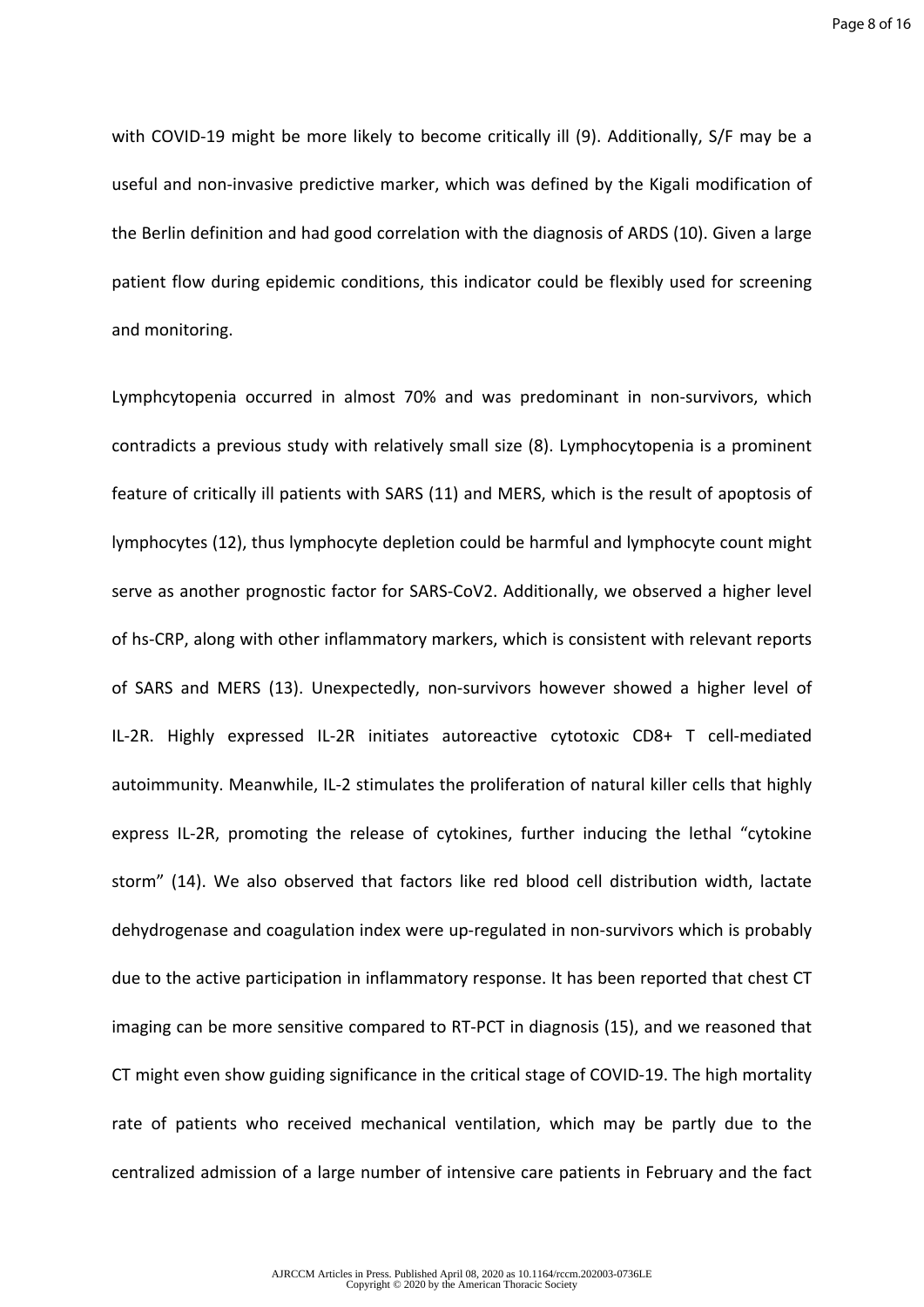with COVID-19 might be more likely to become critically ill (9). Additionally, S/F may be a useful and non-invasive predictive marker, which was defined by the Kigali modification of the Berlin definition and had good correlation with the diagnosis of ARDS (10). Given a large patient flow during epidemic conditions, this indicator could be flexibly used for screening and monitoring.

Lymphcytopenia occurred in almost 70% and was predominant in non-survivors, which contradicts a previous study with relatively small size (8). Lymphocytopenia is a prominent feature of critically ill patients with SARS (11) and MERS, which is the result of apoptosis of lymphocytes (12), thus lymphocyte depletion could be harmful and lymphocyte count might serve as another prognostic factor for SARS-CoV2. Additionally, we observed a higher level of hs-CRP, along with other inflammatory markers, which is consistent with relevant reports of SARS and MERS (13). Unexpectedly, non-survivors however showed a higher level of IL-2R. Highly expressed IL-2R initiates autoreactive cytotoxic CD8+ T cell-mediated autoimmunity. Meanwhile, IL-2 stimulates the proliferation of natural killer cells that highly express IL-2R, promoting the release of cytokines, further inducing the lethal "cytokine storm" (14). We also observed that factors like red blood cell distribution width, lactate dehydrogenase and coagulation index were up-regulated in non-survivors which is probably due to the active participation in inflammatory response. It has been reported that chest CT imaging can be more sensitive compared to RT-PCT in diagnosis (15), and we reasoned that CT might even show guiding significance in the critical stage of COVID-19. The high mortality rate of patients who received mechanical ventilation, which may be partly due to the centralized admission of a large number of intensive care patients in February and the fact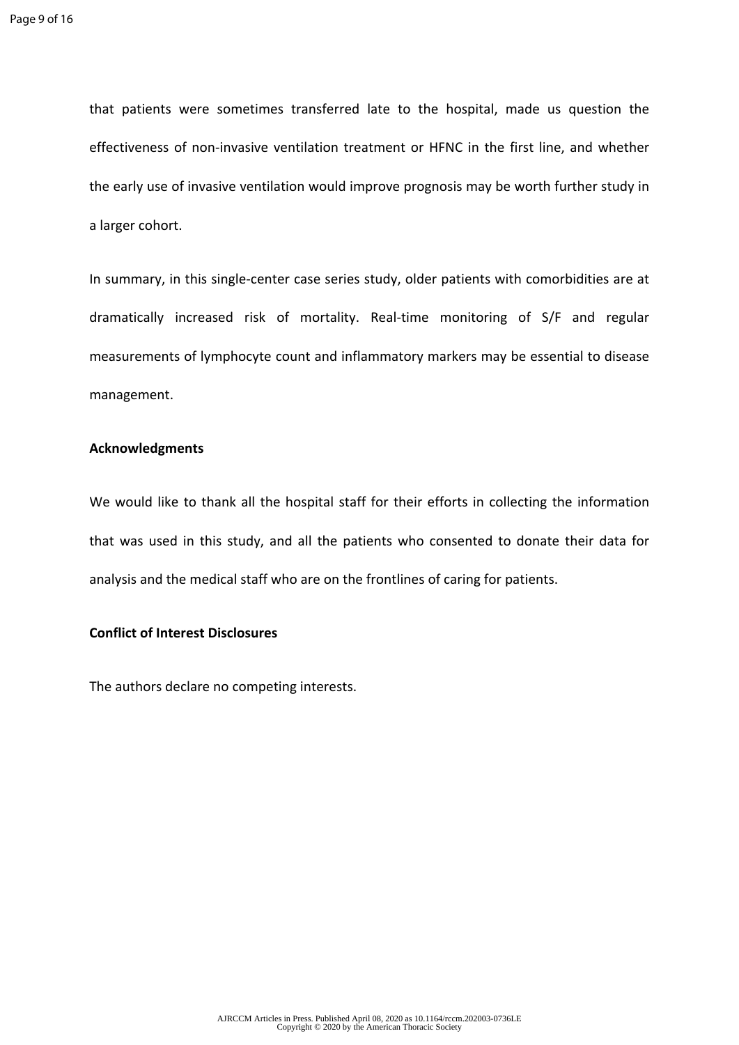that patients were sometimes transferred late to the hospital, made us question the effectiveness of non-invasive ventilation treatment or HFNC in the first line, and whether the early use of invasive ventilation would improve prognosis may be worth further study in a larger cohort.

In summary, in this single-center case series study, older patients with comorbidities are at dramatically increased risk of mortality. Real-time monitoring of S/F and regular measurements of lymphocyte count and inflammatory markers may be essential to disease management.

**Acknowledgments**

We would like to thank all the hospital staff for their efforts in collecting the information that was used in this study, and all the patients who consented to donate their data for analysis and the medical staff who are on the frontlines of caring for patients.

**Conflict of Interest Disclosures**

The authors declare no competing interests.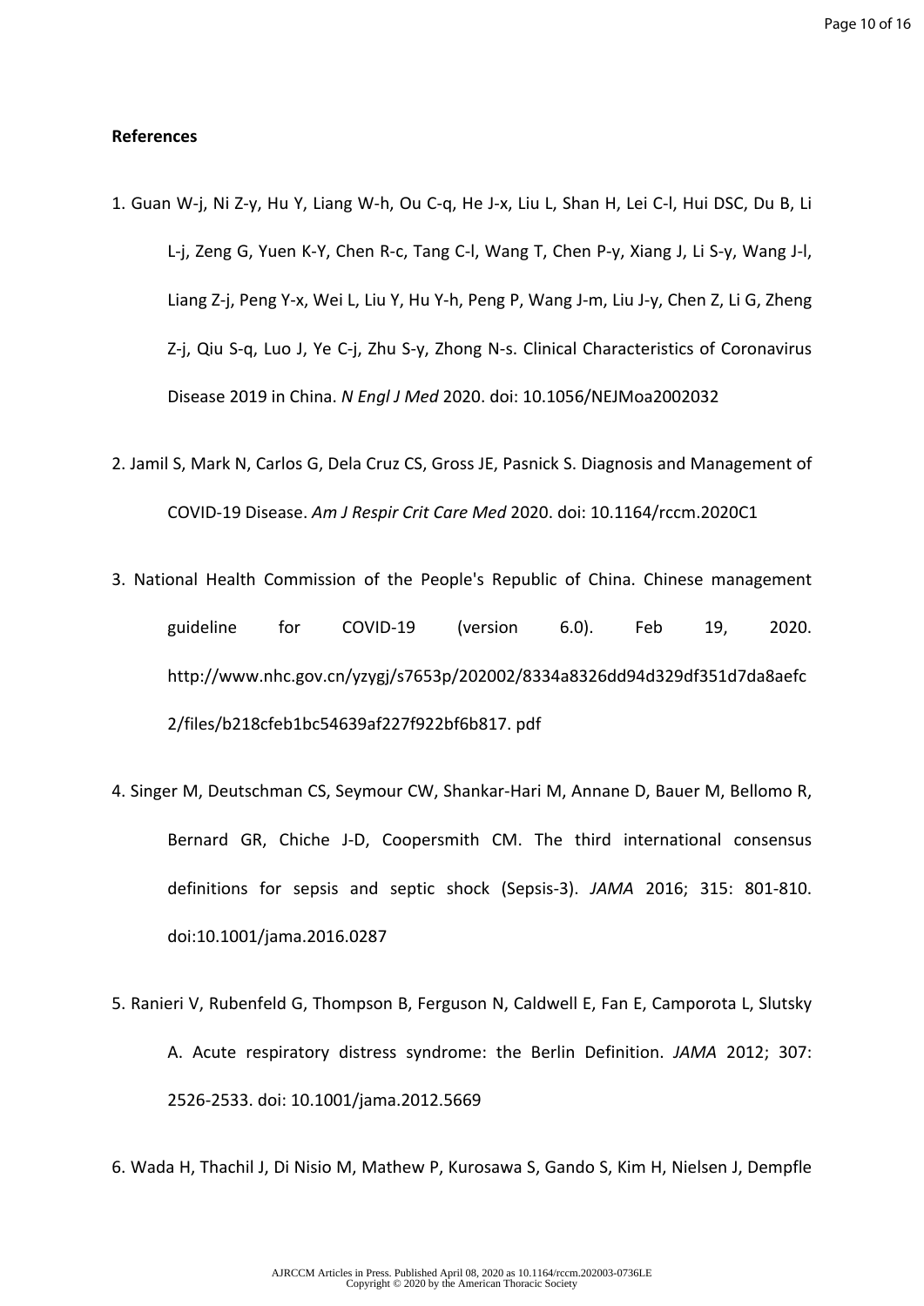**References**

1. Guan W-j, Ni Z-y, Hu Y, Liang W-h, Ou C-q, He J-x, Liu L, Shan H, Lei C-l, Hui DSC, Du B, Li L-j, Zeng G, Yuen K-Y, Chen R-c, Tang C-l, Wang T, Chen P-y, Xiang J, Li S-y, Wang J-l, Liang Z-j, Peng Y-x, Wei L, Liu Y, Hu Y-h, Peng P, Wang J-m, Liu J-y, Chen Z, Li G, Zheng Z-j, Qiu S-q, Luo J, Ye C-j, Zhu S-y, Zhong N-s. Clinical Characteristics of Coronavirus Disease 2019 in China. *N Engl J Med* 2020. doi: 10.1056/NEJMoa2002032

2. Jamil S, Mark N, Carlos G, Dela Cruz CS, Gross JE, Pasnick S. Diagnosis and Management of COVID-19 Disease. *Am J Respir Crit Care Med* 2020. doi: 10.1164/rccm.2020C1

3. National Health Commission of the People's Republic of China. Chinese management guideline for COVID-19 (version 6.0). Feb 19, 2020. http://www.nhc.gov.cn/yzygj/s7653p/202002/8334a8326dd94d329df351d7da8aefc2/files/b218cfeb1bc54639af227f922bf6b817. pdf

4. Singer M, Deutschman CS, Seymour CW, Shankar-Hari M, Annane D, Bauer M, Bellomo R, Bernard GR, Chiche J-D, Coopersmith CM. The third international consensus definitions for sepsis and septic shock (Sepsis-3). *JAMA* 2016; 315: 801-810. doi:10.1001/jama.2016.0287

5. Ranieri V, Rubenfeld G, Thompson B, Ferguson N, Caldwell E, Fan E, Camporota L, Slutsky A. Acute respiratory distress syndrome: the Berlin Definition. *JAMA* 2012; 307: 2526-2533. doi: 10.1001/jama.2012.5669

6. Wada H, Thachil J, Di Nisio M, Mathew P, Kurosawa S, Gando S, Kim H, Nielsen J, Dempfle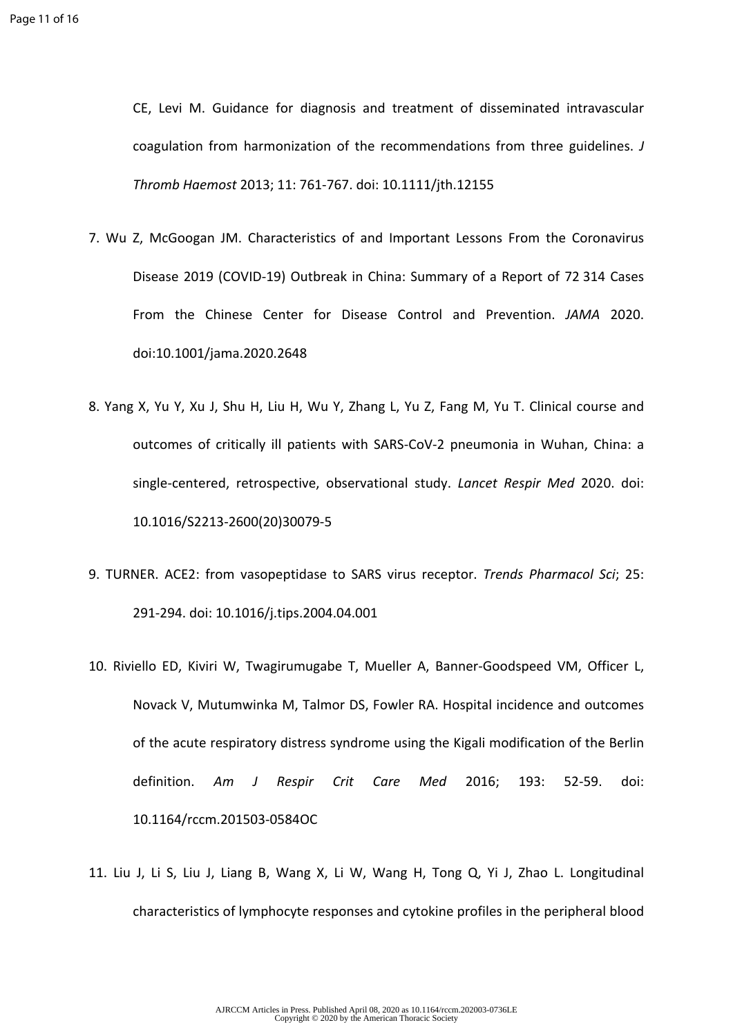CE, Levi M. Guidance for diagnosis and treatment of disseminated intravascular coagulation from harmonization of the recommendations from three guidelines. *J Thromb Haemost* 2013; 11: 761-767. doi: 10.1111/jth.12155

7. Wu Z, McGoogan JM. Characteristics of and Important Lessons From the Coronavirus Disease 2019 (COVID-19) Outbreak in China: Summary of a Report of 72 314 Cases From the Chinese Center for Disease Control and Prevention. *JAMA* 2020. doi:10.1001/jama.2020.2648

8. Yang X, Yu Y, Xu J, Shu H, Liu H, Wu Y, Zhang L, Yu Z, Fang M, Yu T. Clinical course and outcomes of critically ill patients with SARS-CoV-2 pneumonia in Wuhan, China: a single-centered, retrospective, observational study. *Lancet Respir Med* 2020. doi: 10.1016/S2213-2600(20)30079-5

9. TURNER. ACE2: from vasopeptidase to SARS virus receptor. *Trends Pharmacol Sci*; 25: 291-294. doi: 10.1016/j.tips.2004.04.001

10. Riviello ED, Kiviri W, Twagirumugabe T, Mueller A, Banner-Goodspeed VM, Officer L, Novack V, Mutumwinka M, Talmor DS, Fowler RA. Hospital incidence and outcomes of the acute respiratory distress syndrome using the Kigali modification of the Berlin definition. *Am J Respir Crit Care Med* 2016; 193: 52-59. doi: 10.1164/rccm.201503-0584OC

11. Liu J, Li S, Liu J, Liang B, Wang X, Li W, Wang H, Tong Q, Yi J, Zhao L. Longitudinal characteristics of lymphocyte responses and cytokine profiles in the peripheral blood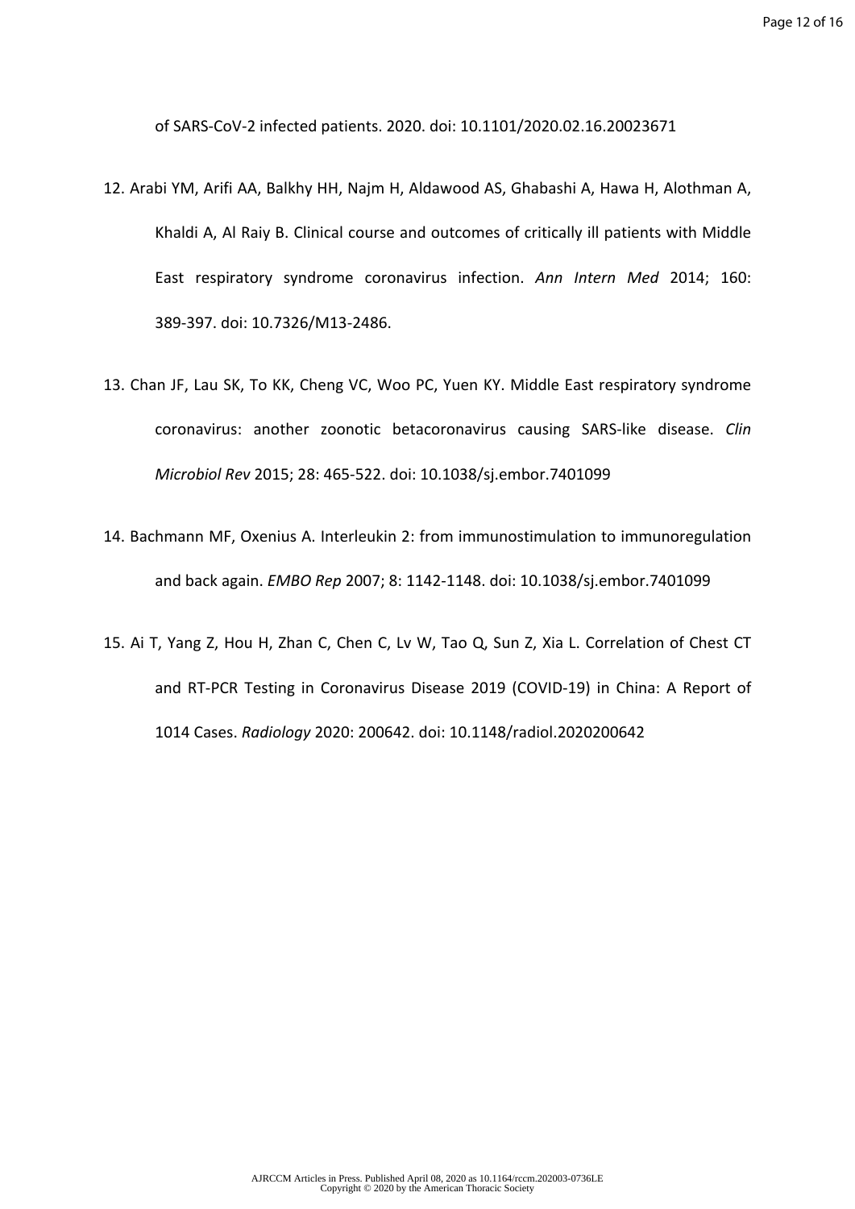of SARS-CoV-2 infected patients. 2020. doi: 10.1101/2020.02.16.20023671

12. Arabi YM, Arifi AA, Balkhy HH, Najm H, Aldawood AS, Ghabashi A, Hawa H, Alothman A, Khaldi A, Al Raiy B. Clinical course and outcomes of critically ill patients with Middle East respiratory syndrome coronavirus infection. *Ann Intern Med* 2014; 160: 389-397. doi: 10.7326/M13-2486.

13. Chan JF, Lau SK, To KK, Cheng VC, Woo PC, Yuen KY. Middle East respiratory syndrome coronavirus: another zoonotic betacoronavirus causing SARS-like disease. *Clin Microbiol Rev* 2015; 28: 465-522. doi: 10.1038/sj.embor.7401099

14. Bachmann MF, Oxenius A. Interleukin 2: from immunostimulation to immunoregulation and back again. *EMBO Rep* 2007; 8: 1142-1148. doi: 10.1038/sj.embor.7401099

15. Ai T, Yang Z, Hou H, Zhan C, Chen C, Lv W, Tao Q, Sun Z, Xia L. Correlation of Chest CT and RT-PCR Testing in Coronavirus Disease 2019 (COVID-19) in China: A Report of 1014 Cases. *Radiology* 2020: 200642. doi: 10.1148/radiol.2020200642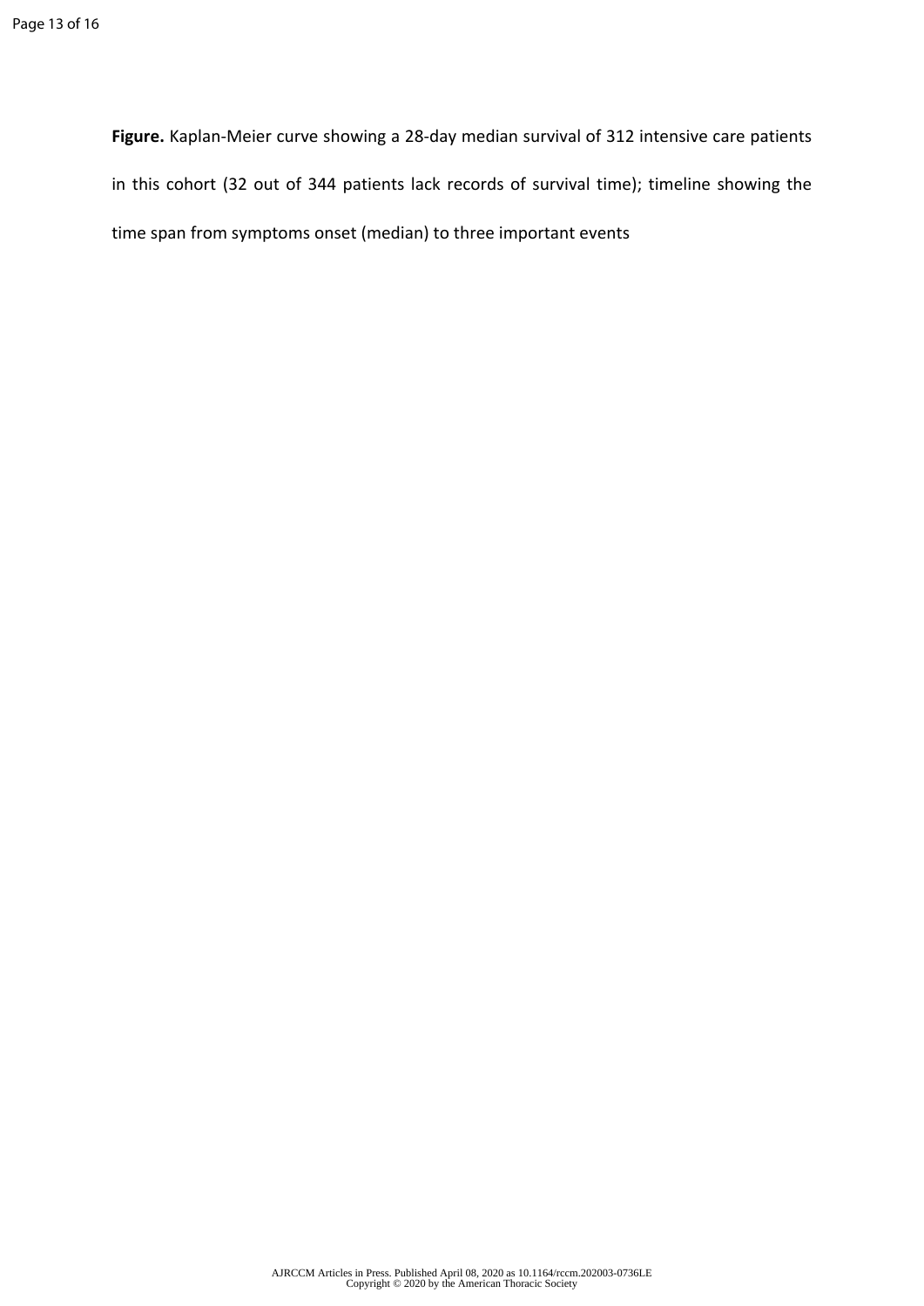**Figure.** Kaplan-Meier curve showing a 28-day median survival of 312 intensive care patients in this cohort (32 out of 344 patients lack records of survival time); timeline showing the time span from symptoms onset (median) to three important events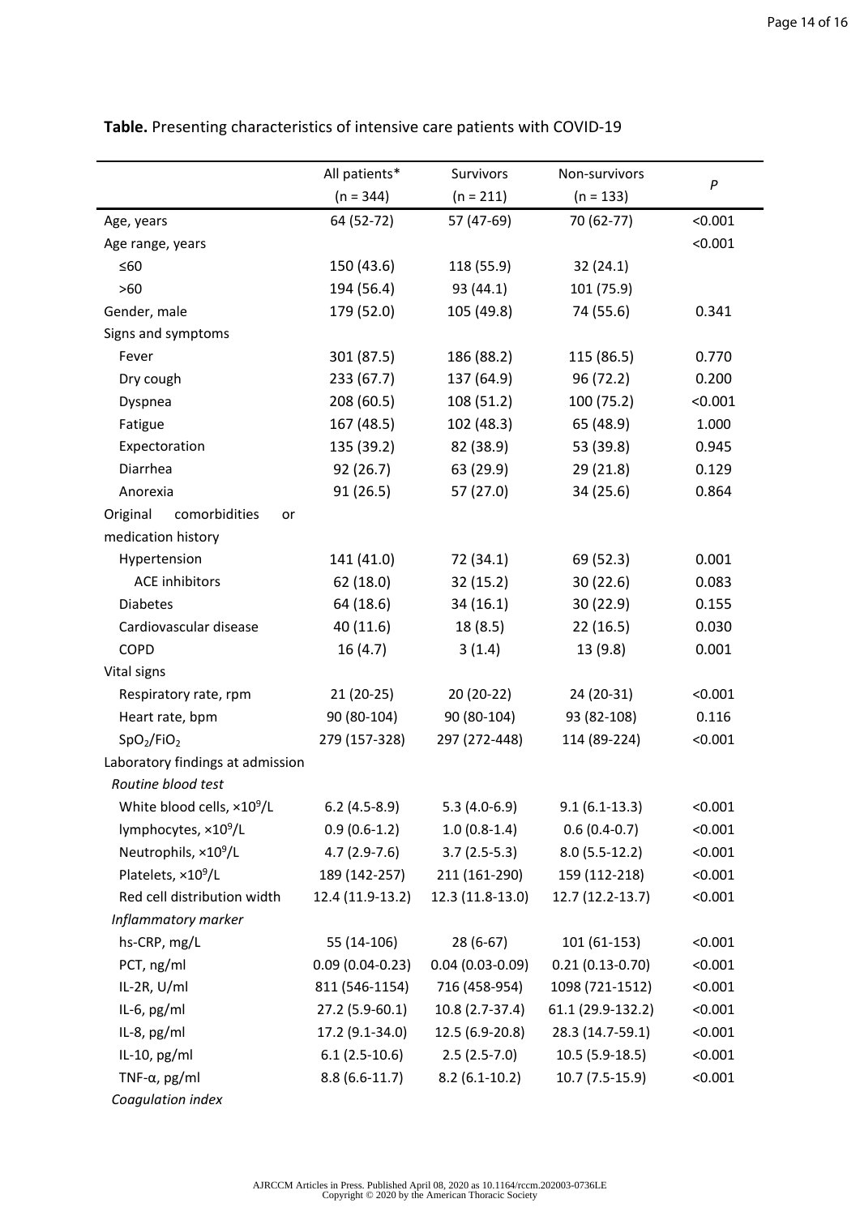**Table.** Presenting characteristics of intensive care patients with COVID-19

| | All patients* (n = 344) | Survivors (n = 211) | Non-survivors (n = 133) | *P* |
|---|---|---|---|---|
| Age, years | 64 (52-72) | 57 (47-69) | 70 (62-77) | <0.001 |
| Age range, years | | | | <0.001 |
| ≤60 | 150 (43.6) | 118 (55.9) | 32 (24.1) | |
| >60 | 194 (56.4) | 93 (44.1) | 101 (75.9) | |
| Gender, male | 179 (52.0) | 105 (49.8) | 74 (55.6) | 0.341 |
| Signs and symptoms | | | | |
| Fever | 301 (87.5) | 186 (88.2) | 115 (86.5) | 0.770 |
| Dry cough | 233 (67.7) | 137 (64.9) | 96 (72.2) | 0.200 |
| Dyspnea | 208 (60.5) | 108 (51.2) | 100 (75.2) | <0.001 |
| Fatigue | 167 (48.5) | 102 (48.3) | 65 (48.9) | 1.000 |
| Expectoration | 135 (39.2) | 82 (38.9) | 53 (39.8) | 0.945 |
| Diarrhea | 92 (26.7) | 63 (29.9) | 29 (21.8) | 0.129 |
| Anorexia | 91 (26.5) | 57 (27.0) | 34 (25.6) | 0.864 |
| Original comorbidities or medication history | | | | |
| Hypertension | 141 (41.0) | 72 (34.1) | 69 (52.3) | 0.001 |
| ACE inhibitors | 62 (18.0) | 32 (15.2) | 30 (22.6) | 0.083 |
| Diabetes | 64 (18.6) | 34 (16.1) | 30 (22.9) | 0.155 |
| Cardiovascular disease | 40 (11.6) | 18 (8.5) | 22 (16.5) | 0.030 |
| COPD | 16 (4.7) | 3 (1.4) | 13 (9.8) | 0.001 |
| Vital signs | | | | |
| Respiratory rate, rpm | 21 (20-25) | 20 (20-22) | 24 (20-31) | <0.001 |
| Heart rate, bpm | 90 (80-104) | 90 (80-104) | 93 (82-108) | 0.116 |
| $SpO_2/FiO_2$ | 279 (157-328) | 297 (272-448) | 114 (89-224) | <0.001 |
| Laboratory findings at admission | | | | |
| *Routine blood test* | | | | |
| White blood cells, $\times 10^9$/L | 6.2 (4.5-8.9) | 5.3 (4.0-6.9) | 9.1 (6.1-13.3) | <0.001 |
| lymphocytes, $\times 10^9$/L | 0.9 (0.6-1.2) | 1.0 (0.8-1.4) | 0.6 (0.4-0.7) | <0.001 |
| Neutrophils, $\times 10^9$/L | 4.7 (2.9-7.6) | 3.7 (2.5-5.3) | 8.0 (5.5-12.2) | <0.001 |
| Platelets, $\times 10^9$/L | 189 (142-257) | 211 (161-290) | 159 (112-218) | <0.001 |
| Red cell distribution width | 12.4 (11.9-13.2) | 12.3 (11.8-13.0) | 12.7 (12.2-13.7) | <0.001 |
| *Inflammatory marker* | | | | |
| hs-CRP, mg/L | 55 (14-106) | 28 (6-67) | 101 (61-153) | <0.001 |
| PCT, ng/ml | 0.09 (0.04-0.23) | 0.04 (0.03-0.09) | 0.21 (0.13-0.70) | <0.001 |
| IL-2R, U/ml | 811 (546-1154) | 716 (458-954) | 1098 (721-1512) | <0.001 |
| IL-6, pg/ml | 27.2 (5.9-60.1) | 10.8 (2.7-37.4) | 61.1 (29.9-132.2) | <0.001 |
| IL-8, pg/ml | 17.2 (9.1-34.0) | 12.5 (6.9-20.8) | 28.3 (14.7-59.1) | <0.001 |
| IL-10, pg/ml | 6.1 (2.5-10.6) | 2.5 (2.5-7.0) | 10.5 (5.9-18.5) | <0.001 |
| TNF-α, pg/ml | 8.8 (6.6-11.7) | 8.2 (6.1-10.2) | 10.7 (7.5-15.9) | <0.001 |
| *Coagulation index* | | | | |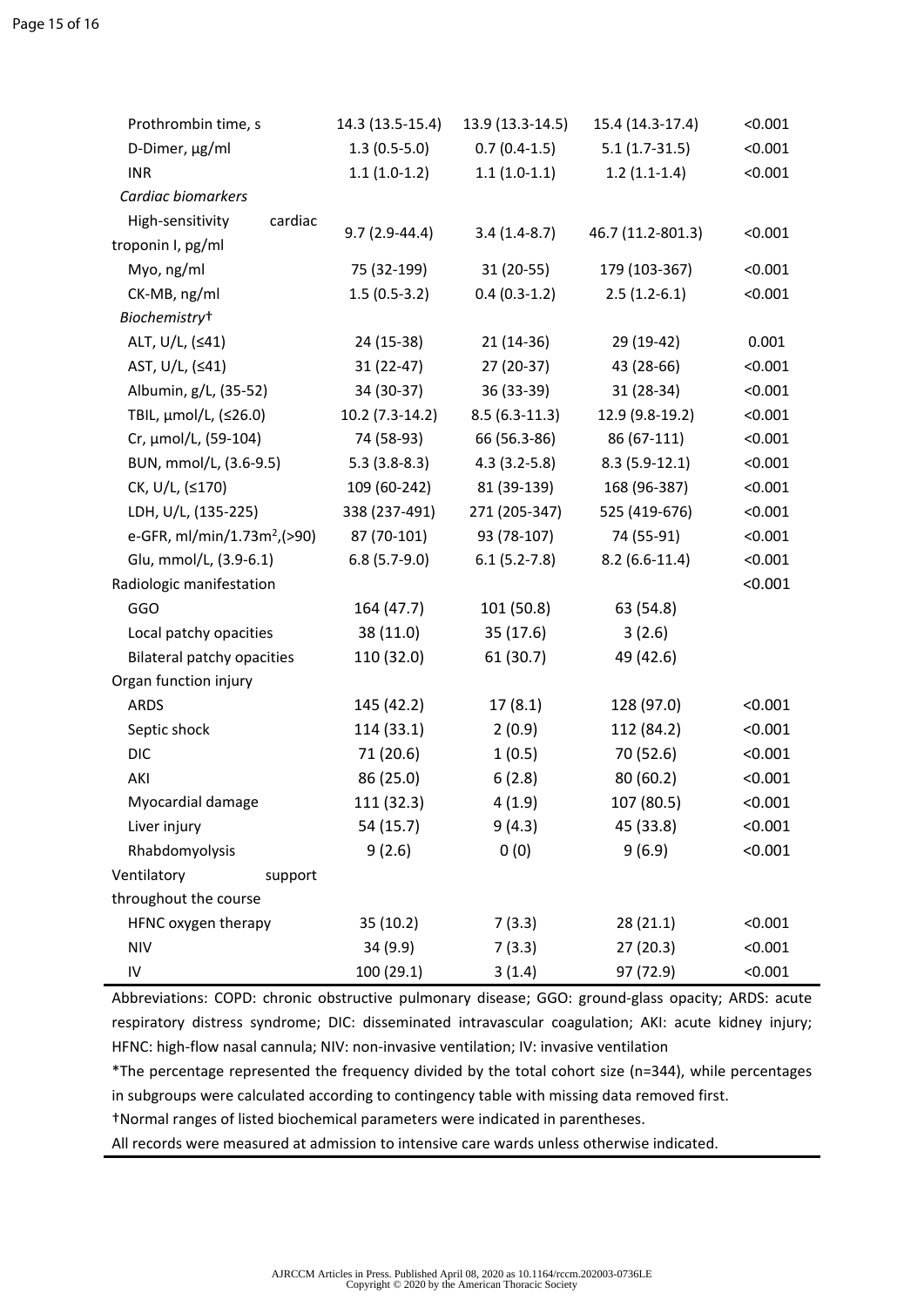| | | | | |
|---|---|---|---|---|
| Prothrombin time, s | 14.3 (13.5-15.4) | 13.9 (13.3-14.5) | 15.4 (14.3-17.4) | <0.001 |
| D-Dimer, μg/ml | 1.3 (0.5-5.0) | 0.7 (0.4-1.5) | 5.1 (1.7-31.5) | <0.001 |
| INR | 1.1 (1.0-1.2) | 1.1 (1.0-1.1) | 1.2 (1.1-1.4) | <0.001 |
| *Cardiac biomarkers* | | | | |
| High-sensitivity cardiac troponin I, pg/ml | 9.7 (2.9-44.4) | 3.4 (1.4-8.7) | 46.7 (11.2-801.3) | <0.001 |
| Myo, ng/ml | 75 (32-199) | 31 (20-55) | 179 (103-367) | <0.001 |
| CK-MB, ng/ml | 1.5 (0.5-3.2) | 0.4 (0.3-1.2) | 2.5 (1.2-6.1) | <0.001 |
| *Biochemistry*† | | | | |
| ALT, U/L, (≤41) | 24 (15-38) | 21 (14-36) | 29 (19-42) | 0.001 |
| AST, U/L, (≤41) | 31 (22-47) | 27 (20-37) | 43 (28-66) | <0.001 |
| Albumin, g/L, (35-52) | 34 (30-37) | 36 (33-39) | 31 (28-34) | <0.001 |
| TBIL, μmol/L, (≤26.0) | 10.2 (7.3-14.2) | 8.5 (6.3-11.3) | 12.9 (9.8-19.2) | <0.001 |
| Cr, μmol/L, (59-104) | 74 (58-93) | 66 (56.3-86) | 86 (67-111) | <0.001 |
| BUN, mmol/L, (3.6-9.5) | 5.3 (3.8-8.3) | 4.3 (3.2-5.8) | 8.3 (5.9-12.1) | <0.001 |
| CK, U/L, (≤170) | 109 (60-242) | 81 (39-139) | 168 (96-387) | <0.001 |
| LDH, U/L, (135-225) | 338 (237-491) | 271 (205-347) | 525 (419-676) | <0.001 |
| e-GFR, ml/min/1.73m$^2$,(>90) | 87 (70-101) | 93 (78-107) | 74 (55-91) | <0.001 |
| Glu, mmol/L, (3.9-6.1) | 6.8 (5.7-9.0) | 6.1 (5.2-7.8) | 8.2 (6.6-11.4) | <0.001 |
| Radiologic manifestation | | | | <0.001 |
| GGO | 164 (47.7) | 101 (50.8) | 63 (54.8) | |
| Local patchy opacities | 38 (11.0) | 35 (17.6) | 3 (2.6) | |
| Bilateral patchy opacities | 110 (32.0) | 61 (30.7) | 49 (42.6) | |
| Organ function injury | | | | |
| ARDS | 145 (42.2) | 17 (8.1) | 128 (97.0) | <0.001 |
| Septic shock | 114 (33.1) | 2 (0.9) | 112 (84.2) | <0.001 |
| DIC | 71 (20.6) | 1 (0.5) | 70 (52.6) | <0.001 |
| AKI | 86 (25.0) | 6 (2.8) | 80 (60.2) | <0.001 |
| Myocardial damage | 111 (32.3) | 4 (1.9) | 107 (80.5) | <0.001 |
| Liver injury | 54 (15.7) | 9 (4.3) | 45 (33.8) | <0.001 |
| Rhabdomyolysis | 9 (2.6) | 0 (0) | 9 (6.9) | <0.001 |
| Ventilatory support throughout the course | | | | |
| HFNC oxygen therapy | 35 (10.2) | 7 (3.3) | 28 (21.1) | <0.001 |
| NIV | 34 (9.9) | 7 (3.3) | 27 (20.3) | <0.001 |
| IV | 100 (29.1) | 3 (1.4) | 97 (72.9) | <0.001 |

Abbreviations: COPD: chronic obstructive pulmonary disease; GGO: ground-glass opacity; ARDS: acute respiratory distress syndrome; DIC: disseminated intravascular coagulation; AKI: acute kidney injury; HFNC: high-flow nasal cannula; NIV: non-invasive ventilation; IV: invasive ventilation

*The percentage represented the frequency divided by the total cohort size (n=344), while percentages in subgroups were calculated according to contingency table with missing data removed first.

†Normal ranges of listed biochemical parameters were indicated in parentheses.

All records were measured at admission to intensive care wards unless otherwise indicated.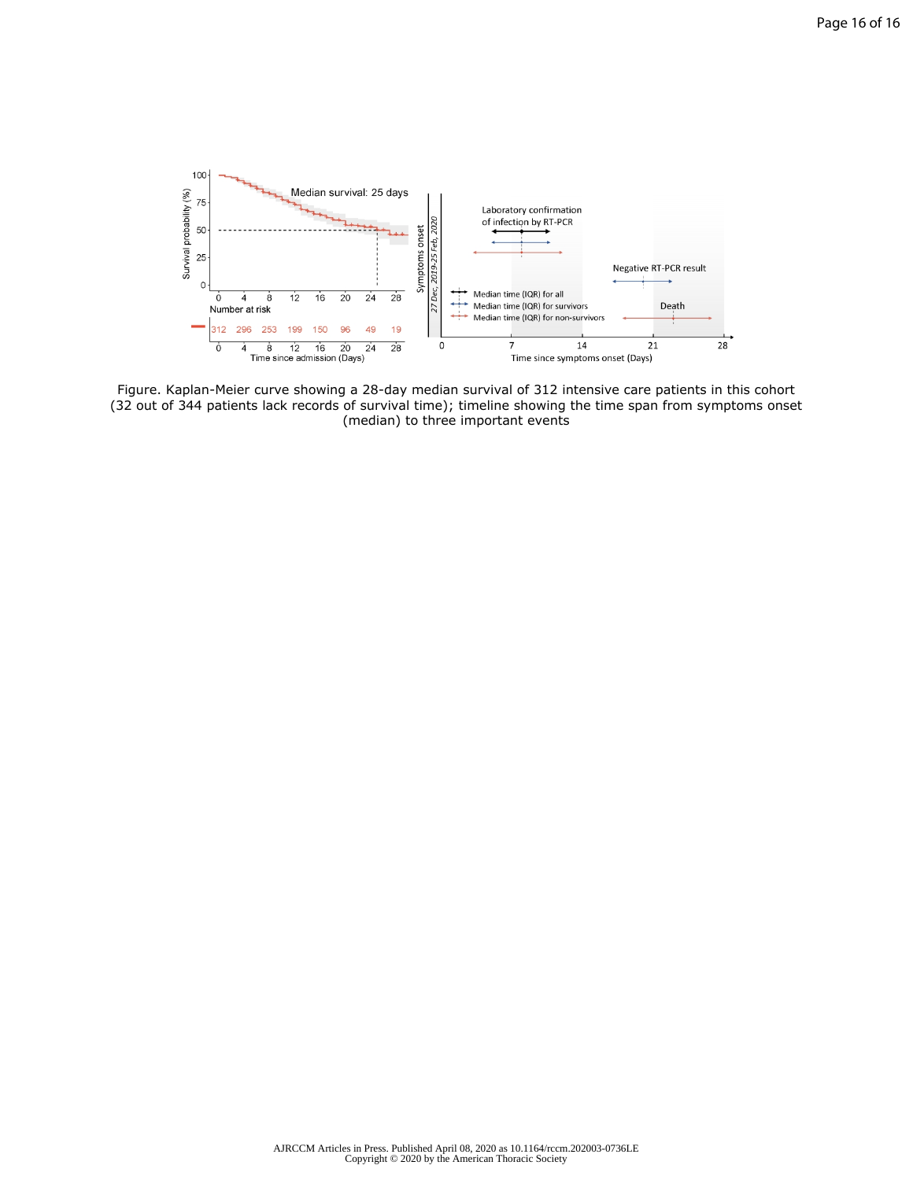Median survival: 25 days

Survival probability (%)

100

75

50

25

0

0 4 8 12 16 20 24 28

Number at risk

312 296 253 199 150 96 49 19

0 4 8 12 16 20 24 28

Time since admission (Days)

Symptoms onset

27 Dec, 2019-25 Feb, 2020

Laboratory confirmation of infection by RT-PCR

Negative RT-PCR result

Death

Median time (IQR) for all

Median time (IQR) for survivors

Median time (IQR) for non-survivors

0 7 14 21 28

Time since symptoms onset (Days)

Figure. Kaplan-Meier curve showing a 28-day median survival of 312 intensive care patients in this cohort (32 out of 344 patients lack records of survival time); timeline showing the time span from symptoms onset (median) to three important events